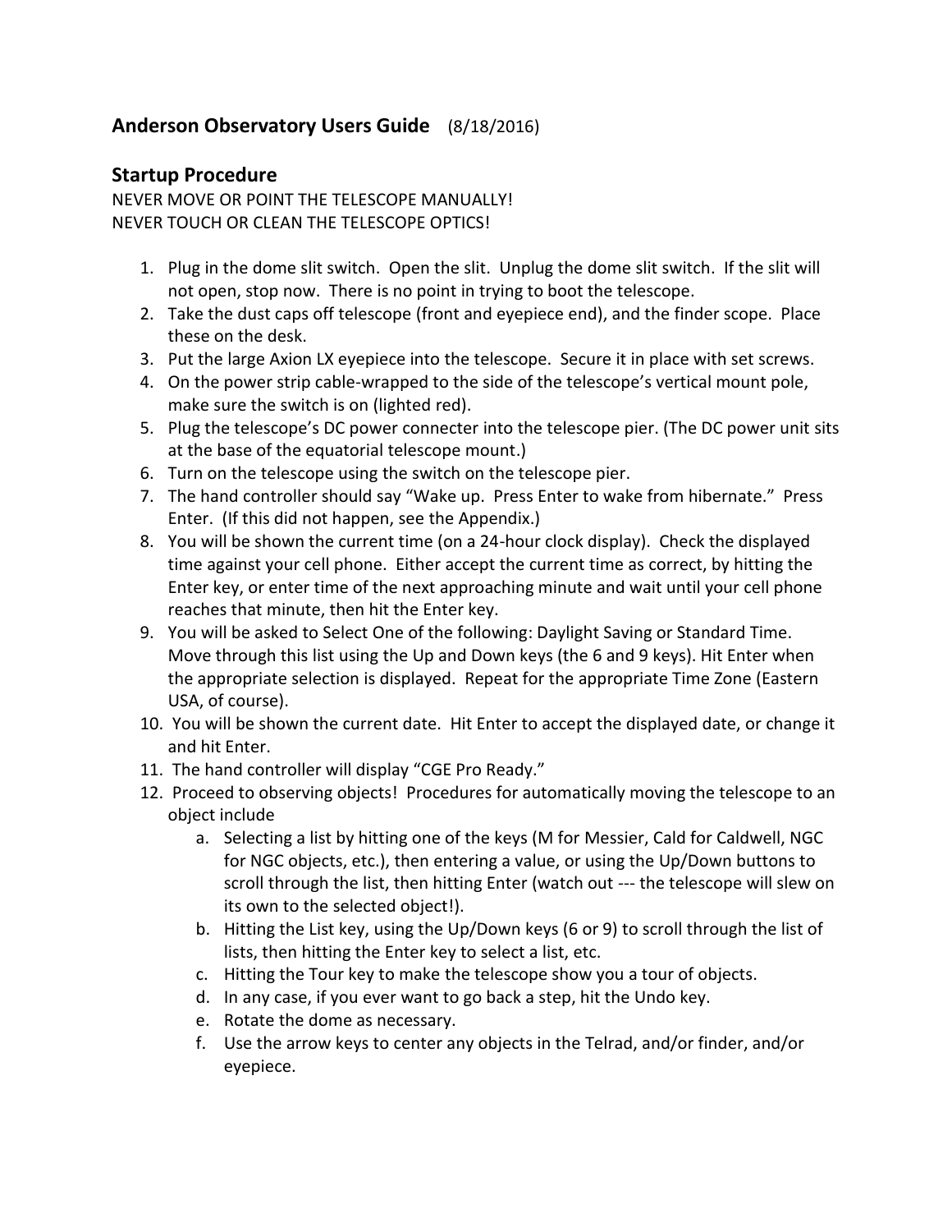# Anderson Observatory Users Guide (8/18/2016)

## Startup Procedure

NEVER MOVE OR POINT THE TELESCOPE MANUALLY!
NEVER TOUCH OR CLEAN THE TELESCOPE OPTICS!

1. Plug in the dome slit switch. Open the slit. Unplug the dome slit switch. If the slit will not open, stop now. There is no point in trying to boot the telescope.
2. Take the dust caps off telescope (front and eyepiece end), and the finder scope. Place these on the desk.
3. Put the large Axion LX eyepiece into the telescope. Secure it in place with set screws.
4. On the power strip cable-wrapped to the side of the telescope's vertical mount pole, make sure the switch is on (lighted red).
5. Plug the telescope's DC power connecter into the telescope pier. (The DC power unit sits at the base of the equatorial telescope mount.)
6. Turn on the telescope using the switch on the telescope pier.
7. The hand controller should say "Wake up. Press Enter to wake from hibernate." Press Enter. (If this did not happen, see the Appendix.)
8. You will be shown the current time (on a 24-hour clock display). Check the displayed time against your cell phone. Either accept the current time as correct, by hitting the Enter key, or enter time of the next approaching minute and wait until your cell phone reaches that minute, then hit the Enter key.
9. You will be asked to Select One of the following: Daylight Saving or Standard Time. Move through this list using the Up and Down keys (the 6 and 9 keys). Hit Enter when the appropriate selection is displayed. Repeat for the appropriate Time Zone (Eastern USA, of course).
10. You will be shown the current date. Hit Enter to accept the displayed date, or change it and hit Enter.
11. The hand controller will display "CGE Pro Ready."
12. Proceed to observing objects! Procedures for automatically moving the telescope to an object include
    a. Selecting a list by hitting one of the keys (M for Messier, Cald for Caldwell, NGC for NGC objects, etc.), then entering a value, or using the Up/Down buttons to scroll through the list, then hitting Enter (watch out --- the telescope will slew on its own to the selected object!).
    b. Hitting the List key, using the Up/Down keys (6 or 9) to scroll through the list of lists, then hitting the Enter key to select a list, etc.
    c. Hitting the Tour key to make the telescope show you a tour of objects.
    d. In any case, if you ever want to go back a step, hit the Undo key.
    e. Rotate the dome as necessary.
    f. Use the arrow keys to center any objects in the Telrad, and/or finder, and/or eyepiece.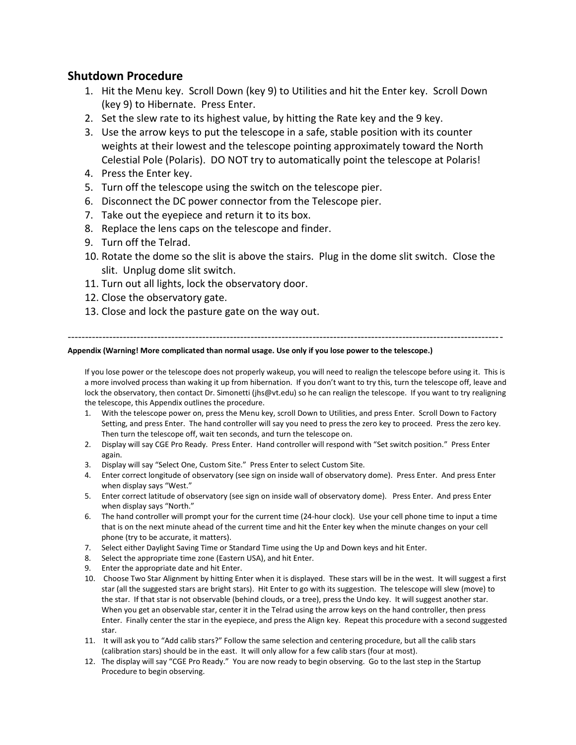## Shutdown Procedure

1. Hit the Menu key. Scroll Down (key 9) to Utilities and hit the Enter key. Scroll Down (key 9) to Hibernate. Press Enter.
2. Set the slew rate to its highest value, by hitting the Rate key and the 9 key.
3. Use the arrow keys to put the telescope in a safe, stable position with its counter weights at their lowest and the telescope pointing approximately toward the North Celestial Pole (Polaris). DO NOT try to automatically point the telescope at Polaris!
4. Press the Enter key.
5. Turn off the telescope using the switch on the telescope pier.
6. Disconnect the DC power connector from the Telescope pier.
7. Take out the eyepiece and return it to its box.
8. Replace the lens caps on the telescope and finder.
9. Turn off the Telrad.
10. Rotate the dome so the slit is above the stairs. Plug in the dome slit switch. Close the slit. Unplug dome slit switch.
11. Turn out all lights, lock the observatory door.
12. Close the observatory gate.
13. Close and lock the pasture gate on the way out.

---

**Appendix (Warning! More complicated than normal usage. Use only if you lose power to the telescope.)**

If you lose power or the telescope does not properly wakeup, you will need to realign the telescope before using it. This is a more involved process than waking it up from hibernation. If you don't want to try this, turn the telescope off, leave and lock the observatory, then contact Dr. Simonetti (jhs@vt.edu) so he can realign the telescope. If you want to try realigning the telescope, this Appendix outlines the procedure.

1. With the telescope power on, press the Menu key, scroll Down to Utilities, and press Enter. Scroll Down to Factory Setting, and press Enter. The hand controller will say you need to press the zero key to proceed. Press the zero key. Then turn the telescope off, wait ten seconds, and turn the telescope on.
2. Display will say CGE Pro Ready. Press Enter. Hand controller will respond with "Set switch position." Press Enter again.
3. Display will say "Select One, Custom Site." Press Enter to select Custom Site.
4. Enter correct longitude of observatory (see sign on inside wall of observatory dome). Press Enter. And press Enter when display says "West."
5. Enter correct latitude of observatory (see sign on inside wall of observatory dome). Press Enter. And press Enter when display says "North."
6. The hand controller will prompt your for the current time (24-hour clock). Use your cell phone time to input a time that is on the next minute ahead of the current time and hit the Enter key when the minute changes on your cell phone (try to be accurate, it matters).
7. Select either Daylight Saving Time or Standard Time using the Up and Down keys and hit Enter.
8. Select the appropriate time zone (Eastern USA), and hit Enter.
9. Enter the appropriate date and hit Enter.
10. Choose Two Star Alignment by hitting Enter when it is displayed. These stars will be in the west. It will suggest a first star (all the suggested stars are bright stars). Hit Enter to go with its suggestion. The telescope will slew (move) to the star. If that star is not observable (behind clouds, or a tree), press the Undo key. It will suggest another star. When you get an observable star, center it in the Telrad using the arrow keys on the hand controller, then press Enter. Finally center the star in the eyepiece, and press the Align key. Repeat this procedure with a second suggested star.
11. It will ask you to "Add calib stars?" Follow the same selection and centering procedure, but all the calib stars (calibration stars) should be in the east. It will only allow for a few calib stars (four at most).
12. The display will say "CGE Pro Ready." You are now ready to begin observing. Go to the last step in the Startup Procedure to begin observing.